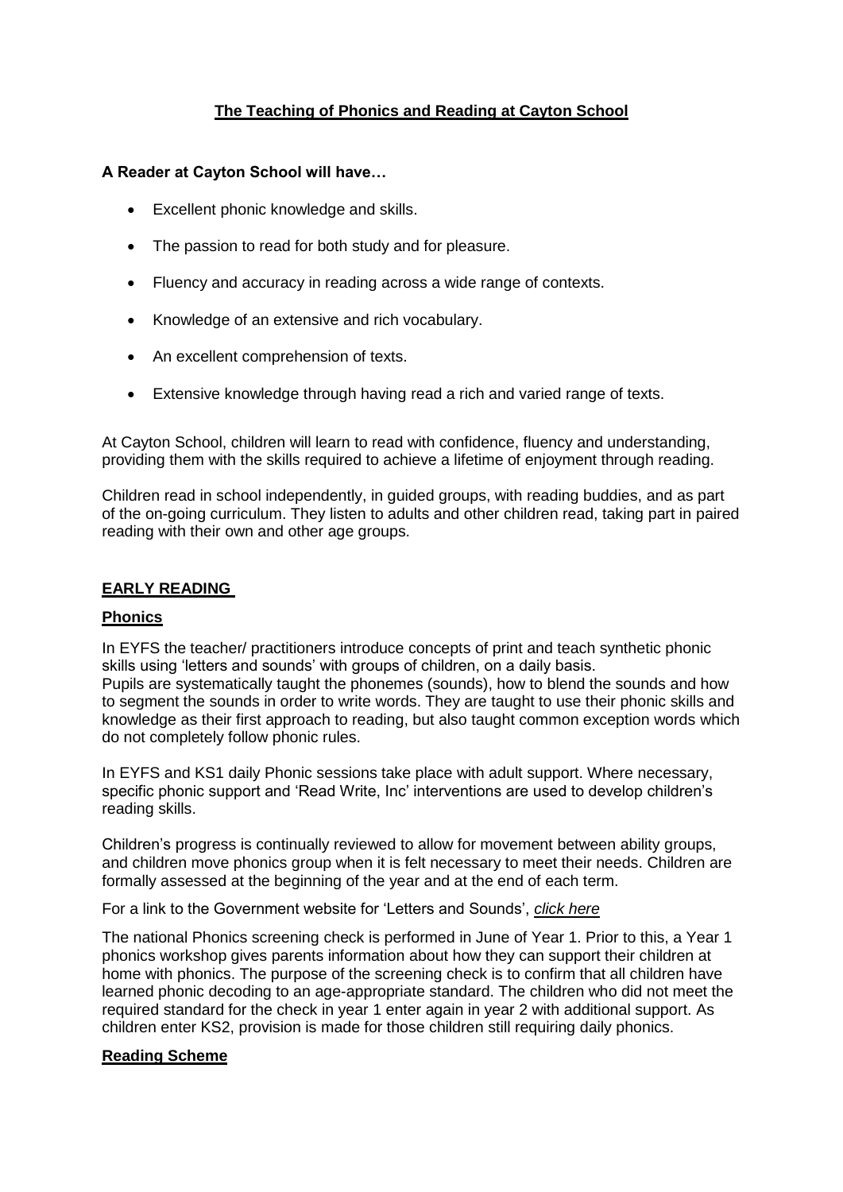# The Teaching of Phonics and Reading at Cayton School

**A Reader at Cayton School will have…**

- Excellent phonic knowledge and skills.
- The passion to read for both study and for pleasure.
- Fluency and accuracy in reading across a wide range of contexts.
- Knowledge of an extensive and rich vocabulary.
- An excellent comprehension of texts.
- Extensive knowledge through having read a rich and varied range of texts.

At Cayton School, children will learn to read with confidence, fluency and understanding, providing them with the skills required to achieve a lifetime of enjoyment through reading.

Children read in school independently, in guided groups, with reading buddies, and as part of the on-going curriculum. They listen to adults and other children read, taking part in paired reading with their own and other age groups.

## EARLY READING

### Phonics

In EYFS the teacher/ practitioners introduce concepts of print and teach synthetic phonic skills using 'letters and sounds' with groups of children, on a daily basis.
Pupils are systematically taught the phonemes (sounds), how to blend the sounds and how to segment the sounds in order to write words. They are taught to use their phonic skills and knowledge as their first approach to reading, but also taught common exception words which do not completely follow phonic rules.

In EYFS and KS1 daily Phonic sessions take place with adult support. Where necessary, specific phonic support and 'Read Write, Inc' interventions are used to develop children's reading skills.

Children's progress is continually reviewed to allow for movement between ability groups, and children move phonics group when it is felt necessary to meet their needs. Children are formally assessed at the beginning of the year and at the end of each term.

For a link to the Government website for 'Letters and Sounds', *click here*

The national Phonics screening check is performed in June of Year 1. Prior to this, a Year 1 phonics workshop gives parents information about how they can support their children at home with phonics. The purpose of the screening check is to confirm that all children have learned phonic decoding to an age-appropriate standard. The children who did not meet the required standard for the check in year 1 enter again in year 2 with additional support. As children enter KS2, provision is made for those children still requiring daily phonics.

### Reading Scheme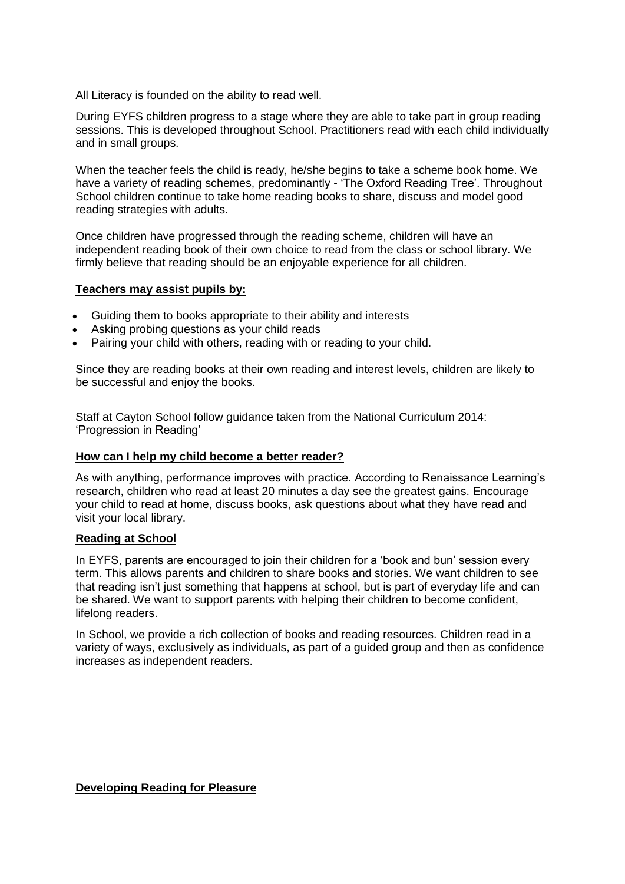All Literacy is founded on the ability to read well.

During EYFS children progress to a stage where they are able to take part in group reading sessions. This is developed throughout School. Practitioners read with each child individually and in small groups.

When the teacher feels the child is ready, he/she begins to take a scheme book home. We have a variety of reading schemes, predominantly - 'The Oxford Reading Tree'. Throughout School children continue to take home reading books to share, discuss and model good reading strategies with adults.

Once children have progressed through the reading scheme, children will have an independent reading book of their own choice to read from the class or school library. We firmly believe that reading should be an enjoyable experience for all children.

**Teachers may assist pupils by:**

- Guiding them to books appropriate to their ability and interests
- Asking probing questions as your child reads
- Pairing your child with others, reading with or reading to your child.

Since they are reading books at their own reading and interest levels, children are likely to be successful and enjoy the books.

Staff at Cayton School follow guidance taken from the National Curriculum 2014: 'Progression in Reading'

**How can I help my child become a better reader?**

As with anything, performance improves with practice. According to Renaissance Learning's research, children who read at least 20 minutes a day see the greatest gains. Encourage your child to read at home, discuss books, ask questions about what they have read and visit your local library.

**Reading at School**

In EYFS, parents are encouraged to join their children for a 'book and bun' session every term. This allows parents and children to share books and stories. We want children to see that reading isn't just something that happens at school, but is part of everyday life and can be shared. We want to support parents with helping their children to become confident, lifelong readers.

In School, we provide a rich collection of books and reading resources. Children read in a variety of ways, exclusively as individuals, as part of a guided group and then as confidence increases as independent readers.

**Developing Reading for Pleasure**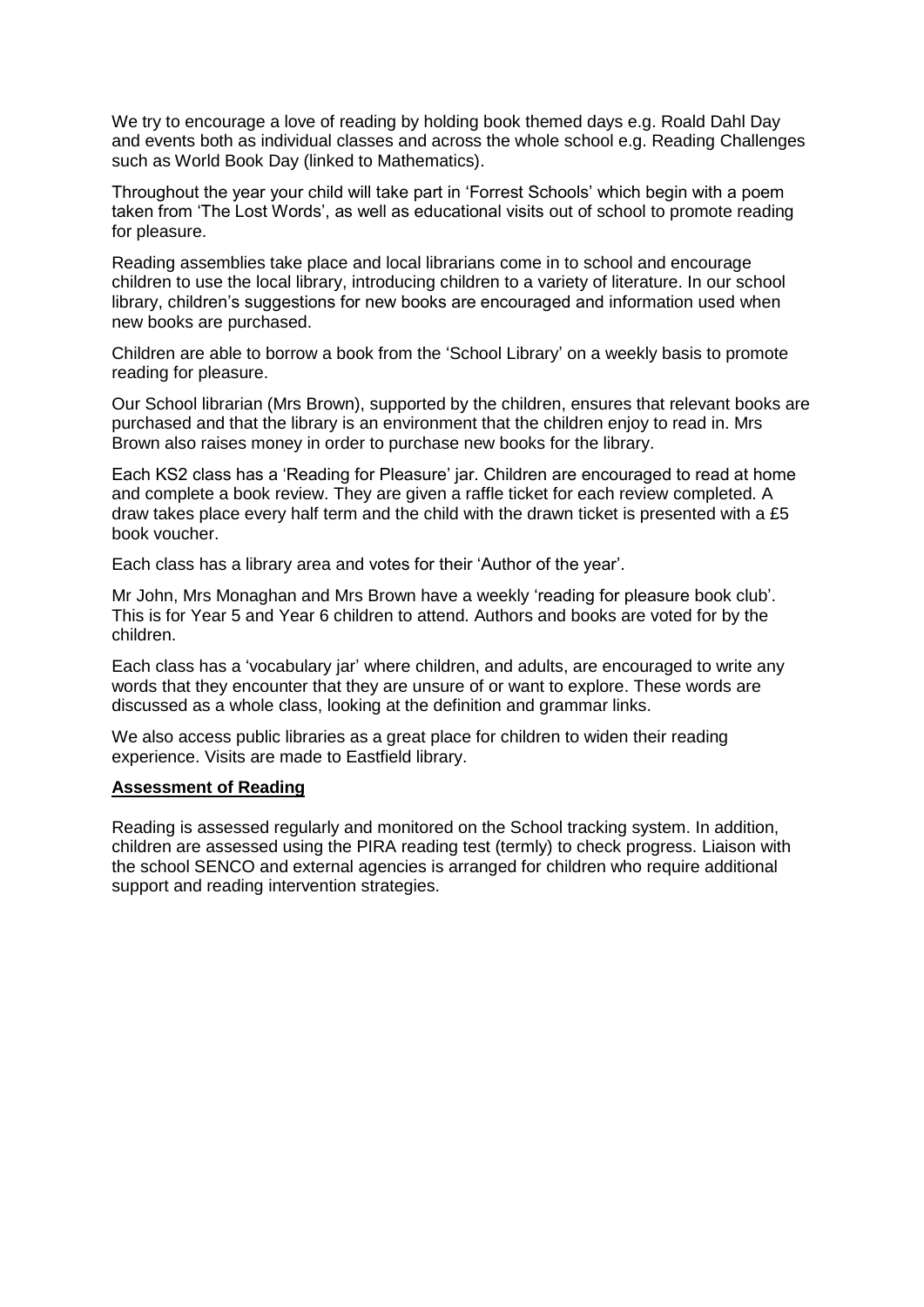We try to encourage a love of reading by holding book themed days e.g. Roald Dahl Day and events both as individual classes and across the whole school e.g. Reading Challenges such as World Book Day (linked to Mathematics).

Throughout the year your child will take part in 'Forrest Schools' which begin with a poem taken from 'The Lost Words', as well as educational visits out of school to promote reading for pleasure.

Reading assemblies take place and local librarians come in to school and encourage children to use the local library, introducing children to a variety of literature. In our school library, children's suggestions for new books are encouraged and information used when new books are purchased.

Children are able to borrow a book from the 'School Library' on a weekly basis to promote reading for pleasure.

Our School librarian (Mrs Brown), supported by the children, ensures that relevant books are purchased and that the library is an environment that the children enjoy to read in. Mrs Brown also raises money in order to purchase new books for the library.

Each KS2 class has a 'Reading for Pleasure' jar. Children are encouraged to read at home and complete a book review. They are given a raffle ticket for each review completed. A draw takes place every half term and the child with the drawn ticket is presented with a £5 book voucher.

Each class has a library area and votes for their 'Author of the year'.

Mr John, Mrs Monaghan and Mrs Brown have a weekly 'reading for pleasure book club'. This is for Year 5 and Year 6 children to attend. Authors and books are voted for by the children.

Each class has a 'vocabulary jar' where children, and adults, are encouraged to write any words that they encounter that they are unsure of or want to explore. These words are discussed as a whole class, looking at the definition and grammar links.

We also access public libraries as a great place for children to widen their reading experience. Visits are made to Eastfield library.

**Assessment of Reading**

Reading is assessed regularly and monitored on the School tracking system. In addition, children are assessed using the PIRA reading test (termly) to check progress. Liaison with the school SENCO and external agencies is arranged for children who require additional support and reading intervention strategies.